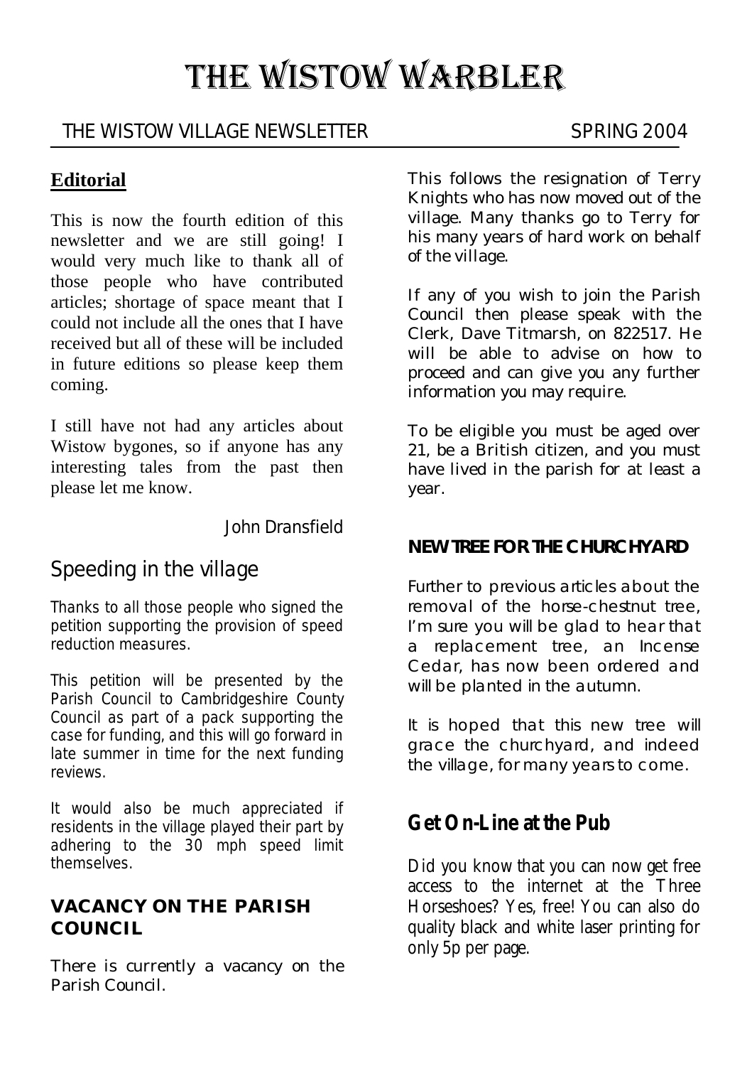# THE WISTOW WARBLER

THE WISTOW VILLAGE NEWSLETTER SPRING 2004

## Editorial

This is now the fourth edition of this newsletter and we are still going! I would very much like to thank all of those people who have contributed articles; shortage of space meant that I could not include all the ones that I have received but all of these will be included in future editions so please keep them coming.

I still have not had any articles about Wistow bygones, so if anyone has any interesting tales from the past then please let me know.

John Dransfield

## Speeding in the village

Thanks to all those people who signed the petition supporting the provision of speed reduction measures.

This petition will be presented by the Parish Council to Cambridgeshire County Council as part of a pack supporting the case for funding, and this will go forward in late summer in time for the next funding reviews.

It would also be much appreciated if residents in the village played their part by adhering to the 30 mph speed limit themselves.

## VACANCY ON THE PARISH COUNCIL

There is currently a vacancy on the Parish Council.

This follows the resignation of Terry Knights who has now moved out of the village. Many thanks go to Terry for his many years of hard work on behalf of the village.

If any of you wish to join the Parish Council then please speak with the Clerk, Dave Titmarsh, on 822517. He will be able to advise on how to proceed and can give you any further information you may require.

To be eligible you must be aged over 21, be a British citizen, and you must have lived in the parish for at least a year.

## NEW TREE FOR THE CHURCHYARD

Further to previous articles about the removal of the horse-chestnut tree, I'm sure you will be glad to hear that a replacement tree, an Incense Cedar, has now been ordered and will be planted in the autumn.

It is hoped that this new tree will grace the churchyard, and indeed the village, for many years to come.

## Get On-Line at the Pub

Did you know that you can now get free access to the internet at the Three Horseshoes? Yes, free! You can also do quality black and white laser printing for only 5p per page.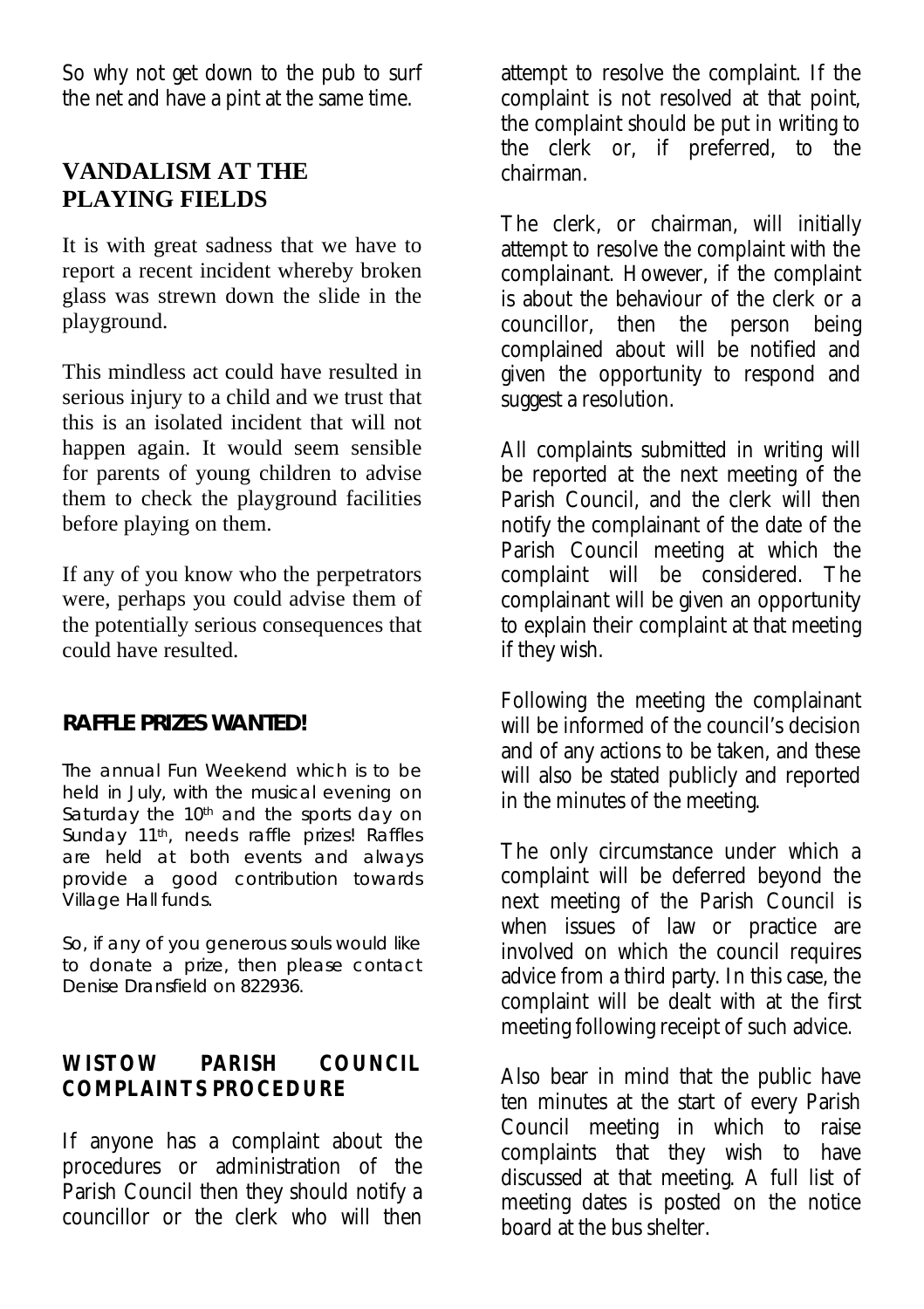So why not get down to the pub to surf the net and have a pint at the same time.

## VANDALISM AT THE PLAYING FIELDS

It is with great sadness that we have to report a recent incident whereby broken glass was strewn down the slide in the playground.

This mindless act could have resulted in serious injury to a child and we trust that this is an isolated incident that will not happen again. It would seem sensible for parents of young children to advise them to check the playground facilities before playing on them.

If any of you know who the perpetrators were, perhaps you could advise them of the potentially serious consequences that could have resulted.

### RAFFLE PRIZES WANTED!

The annual Fun Weekend which is to be held in July, with the musical evening on Saturday the 10th and the sports day on Sunday 11th, needs raffle prizes! Raffles are held at both events and always provide a good contribution towards Village Hall funds.

So, if any of you generous souls would like to donate a prize, then please contact Denise Dransfield on 822936.

### WISTOW PARISH COUNCIL COMPLAINTS PROCEDURE

If anyone has a complaint about the procedures or administration of the Parish Council then they should notify a councillor or the clerk who will then attempt to resolve the complaint. If the complaint is not resolved at that point, the complaint should be put in writing to the clerk or, if preferred, to the chairman.

The clerk, or chairman, will initially attempt to resolve the complaint with the complainant. However, if the complaint is about the behaviour of the clerk or a councillor, then the person being complained about will be notified and given the opportunity to respond and suggest a resolution.

All complaints submitted in writing will be reported at the next meeting of the Parish Council, and the clerk will then notify the complainant of the date of the Parish Council meeting at which the complaint will be considered. The complainant will be given an opportunity to explain their complaint at that meeting if they wish.

Following the meeting the complainant will be informed of the council's decision and of any actions to be taken, and these will also be stated publicly and reported in the minutes of the meeting.

The only circumstance under which a complaint will be deferred beyond the next meeting of the Parish Council is when issues of law or practice are involved on which the council requires advice from a third party. In this case, the complaint will be dealt with at the first meeting following receipt of such advice.

Also bear in mind that the public have ten minutes at the start of every Parish Council meeting in which to raise complaints that they wish to have discussed at that meeting. A full list of meeting dates is posted on the notice board at the bus shelter.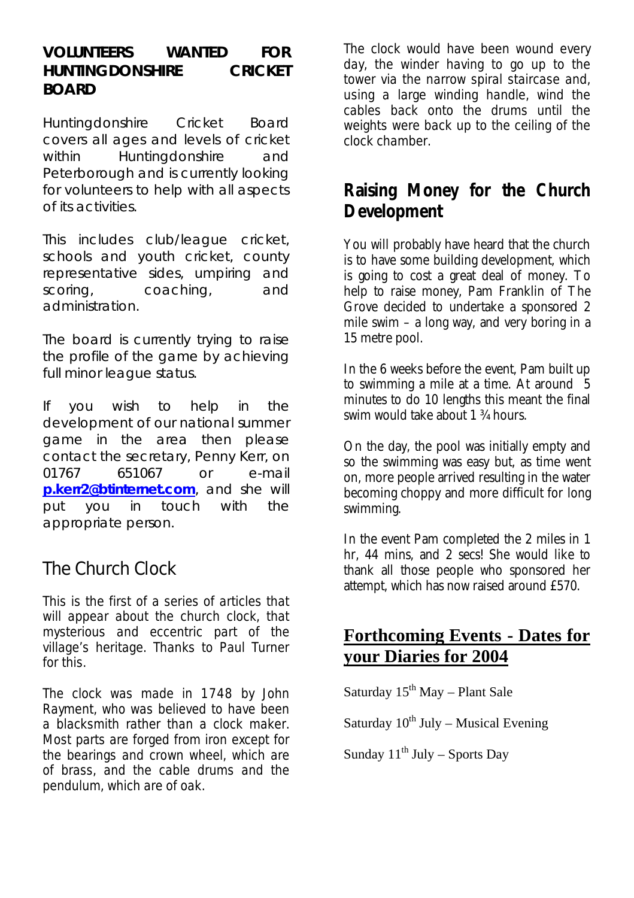## VOLUNTEERS WANTED FOR HUNTINGDONSHIRE CRICKET BOARD

Huntingdonshire Cricket Board covers all ages and levels of cricket within Huntingdonshire and Peterborough and is currently looking for volunteers to help with all aspects of its activities.

This includes club/league cricket, schools and youth cricket, county representative sides, umpiring and scoring, coaching, and administration.

The board is currently trying to raise the profile of the game by achieving full minor league status.

If you wish to help in the development of our national summer game in the area then please contact the secretary, Penny Kerr, on 01767 651067 or e-mail **p.kerr2@btinternet.com**, and she will put you in touch with the appropriate person.

## The Church Clock

This is the first of a series of articles that will appear about the church clock, that mysterious and eccentric part of the village's heritage. Thanks to Paul Turner for this.

The clock was made in 1748 by John Rayment, who was believed to have been a blacksmith rather than a clock maker. Most parts are forged from iron except for the bearings and crown wheel, which are of brass, and the cable drums and the pendulum, which are of oak.

The clock would have been wound every day, the winder having to go up to the tower via the narrow spiral staircase and, using a large winding handle, wind the cables back onto the drums until the weights were back up to the ceiling of the clock chamber.

## Raising Money for the Church Development

You will probably have heard that the church is to have some building development, which is going to cost a great deal of money. To help to raise money, Pam Franklin of The Grove decided to undertake a sponsored 2 mile swim – a long way, and very boring in a 15 metre pool.

In the 6 weeks before the event, Pam built up to swimming a mile at a time. At around 5 minutes to do 10 lengths this meant the final swim would take about 1 ¾ hours.

On the day, the pool was initially empty and so the swimming was easy but, as time went on, more people arrived resulting in the water becoming choppy and more difficult for long swimming.

In the event Pam completed the 2 miles in 1 hr, 44 mins, and 2 secs! She would like to thank all those people who sponsored her attempt, which has now raised around £570.

## Forthcoming Events - Dates for your Diaries for 2004

Saturday 15th May – Plant Sale

Saturday 10th July – Musical Evening

Sunday 11th July – Sports Day